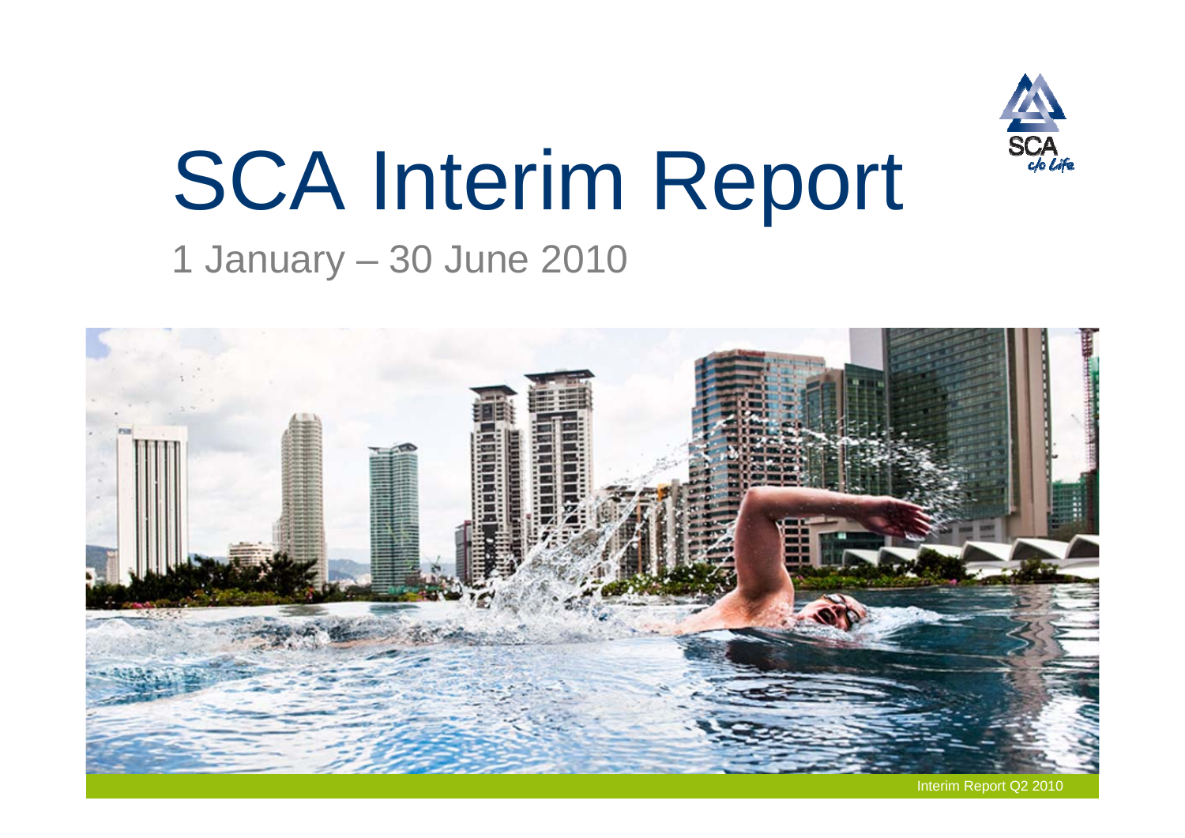# SCA Interim Report

1 January – 30 June 2010

Interim Report Q2 2010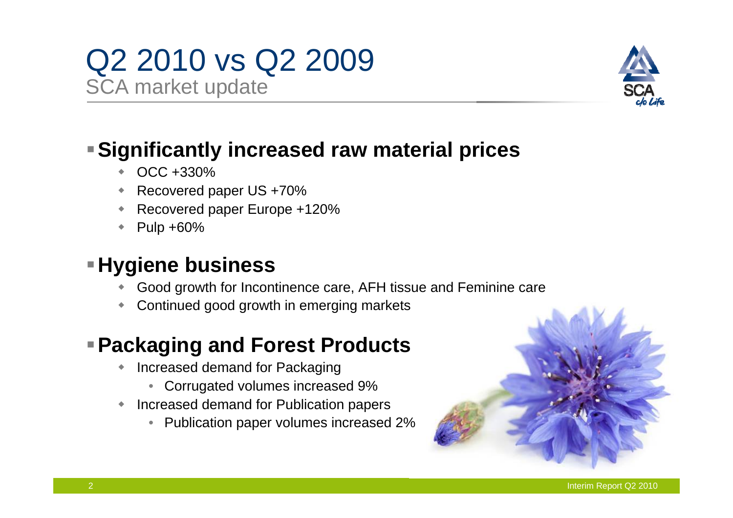# Q2 2010 vs Q2 2009

## SCA market update

- **Significantly increased raw material prices**
  - OCC +330%
  - Recovered paper US +70%
  - Recovered paper Europe +120%
  - Pulp +60%
- **Hygiene business**
  - Good growth for Incontinence care, AFH tissue and Feminine care
  - Continued good growth in emerging markets
- **Packaging and Forest Products**
  - Increased demand for Packaging
    - Corrugated volumes increased 9%
  - Increased demand for Publication papers
    - Publication paper volumes increased 2%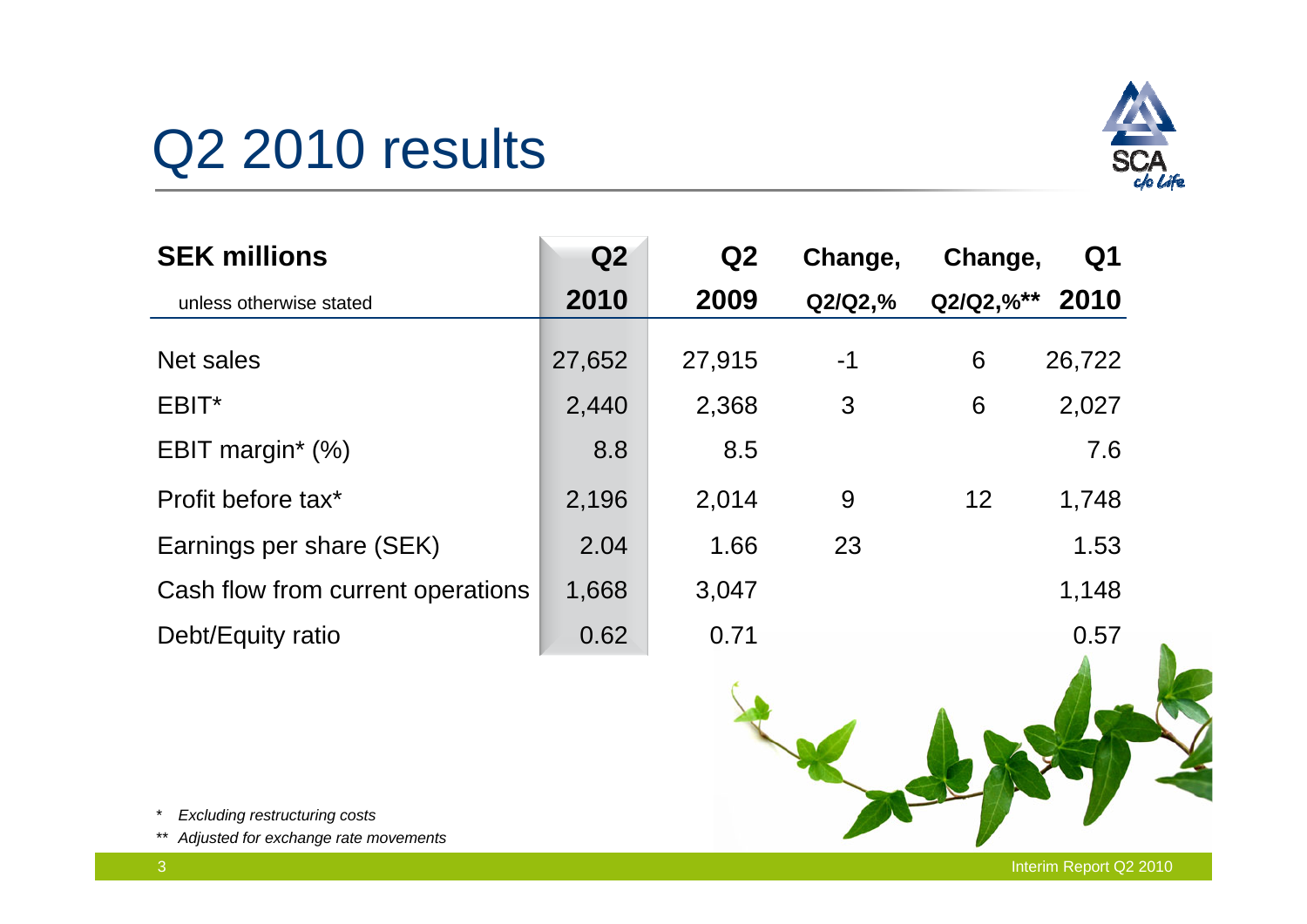# Q2 2010 results

| SEK millions<br>unless otherwise stated | Q2 2010 | Q2 2009 | Change, Q2/Q2,% | Change, Q2/Q2,%** | Q1 2010 |
|---|---|---|---|---|---|
| Net sales | 27,652 | 27,915 | -1 | 6 | 26,722 |
| EBIT* | 2,440 | 2,368 | 3 | 6 | 2,027 |
| EBIT margin* (%) | 8.8 | 8.5 | | | 7.6 |
| Profit before tax* | 2,196 | 2,014 | 9 | 12 | 1,748 |
| Earnings per share (SEK) | 2.04 | 1.66 | 23 | | 1.53 |
| Cash flow from current operations | 1,668 | 3,047 | | | 1,148 |
| Debt/Equity ratio | 0.62 | 0.71 | | | 0.57 |

\* *Excluding restructuring costs*

\** *Adjusted for exchange rate movements*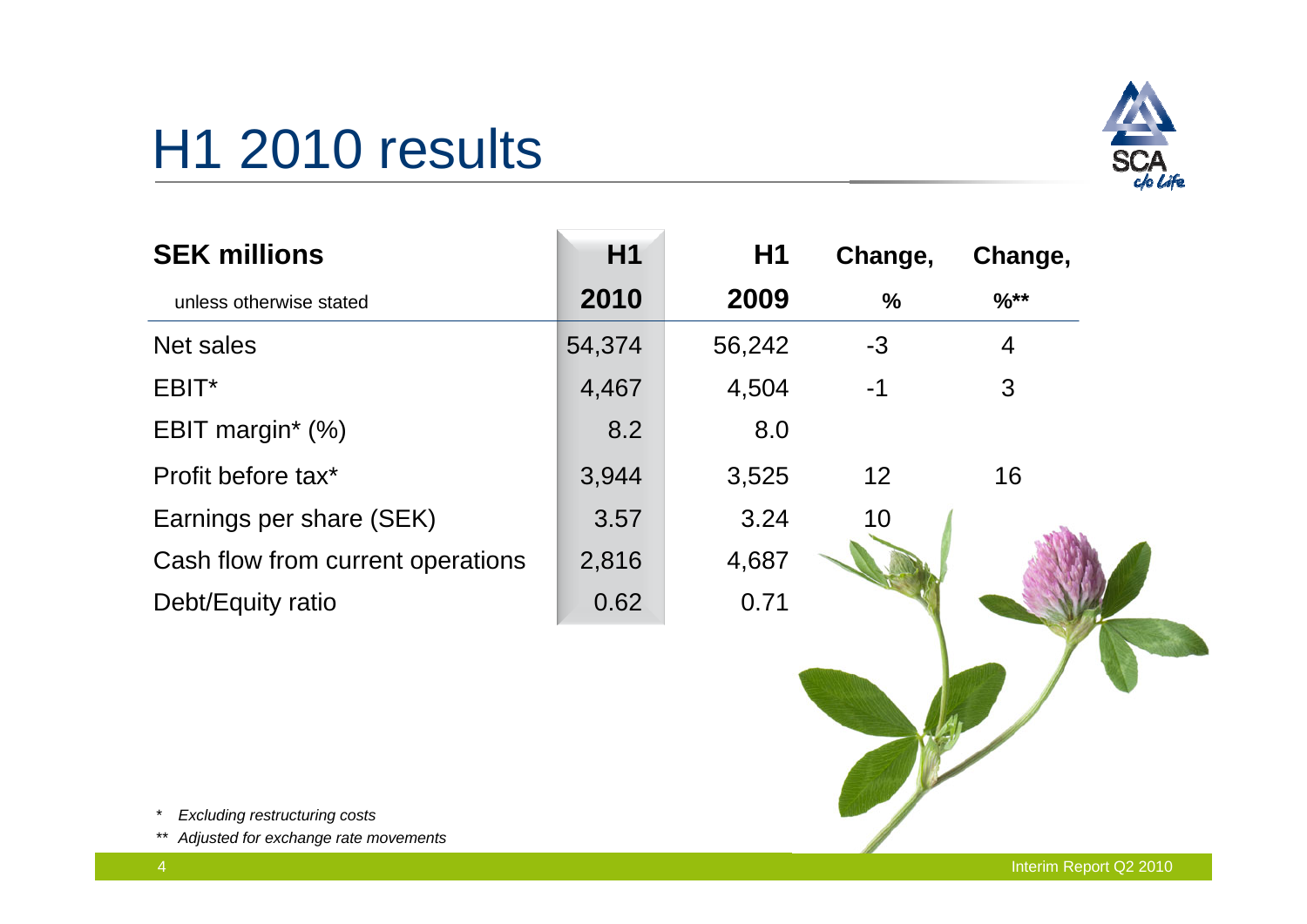# H1 2010 results

| SEK millions<br>unless otherwise stated | H1<br>2010 | H1<br>2009 | Change,<br>% | Change,<br>%** |
|---|---|---|---|---|
| Net sales | 54,374 | 56,242 | -3 | 4 |
| EBIT* | 4,467 | 4,504 | -1 | 3 |
| EBIT margin* (%) | 8.2 | 8.0 | | |
| Profit before tax* | 3,944 | 3,525 | 12 | 16 |
| Earnings per share (SEK) | 3.57 | 3.24 | 10 | |
| Cash flow from current operations | 2,816 | 4,687 | | |
| Debt/Equity ratio | 0.62 | 0.71 | | |

\* *Excluding restructuring costs*

\*\* *Adjusted for exchange rate movements*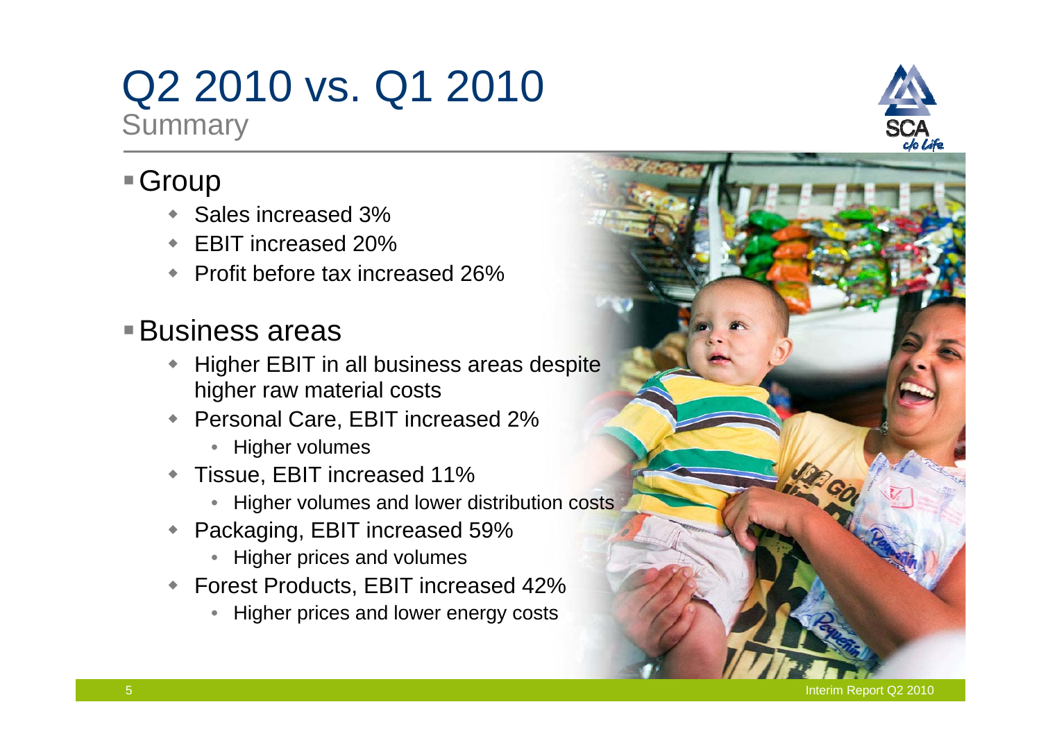# Q2 2010 vs. Q1 2010

## Summary

- Group
  - Sales increased 3%
  - EBIT increased 20%
  - Profit before tax increased 26%
- Business areas
  - Higher EBIT in all business areas despite higher raw material costs
  - Personal Care, EBIT increased 2%
    - Higher volumes
  - Tissue, EBIT increased 11%
    - Higher volumes and lower distribution costs
  - Packaging, EBIT increased 59%
    - Higher prices and volumes
  - Forest Products, EBIT increased 42%
    - Higher prices and lower energy costs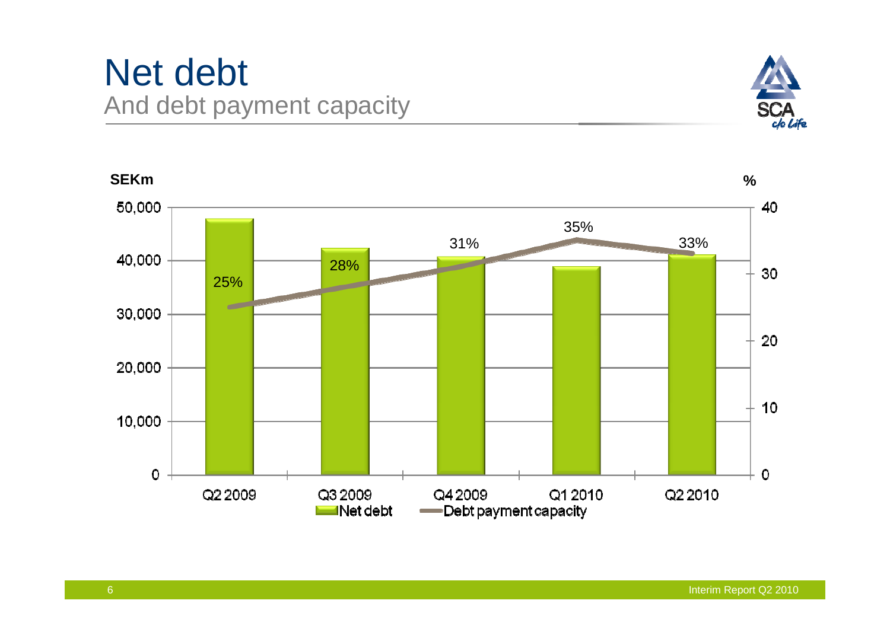# Net debt

## And debt payment capacity

SEKm

| | Q2 2009 | Q3 2009 | Q4 2009 | Q1 2010 | Q2 2010 |
|---|---|---|---|---|---|
| Debt payment capacity (%) | 25% | 28% | 31% | 35% | 33% |

Net debt | Debt payment capacity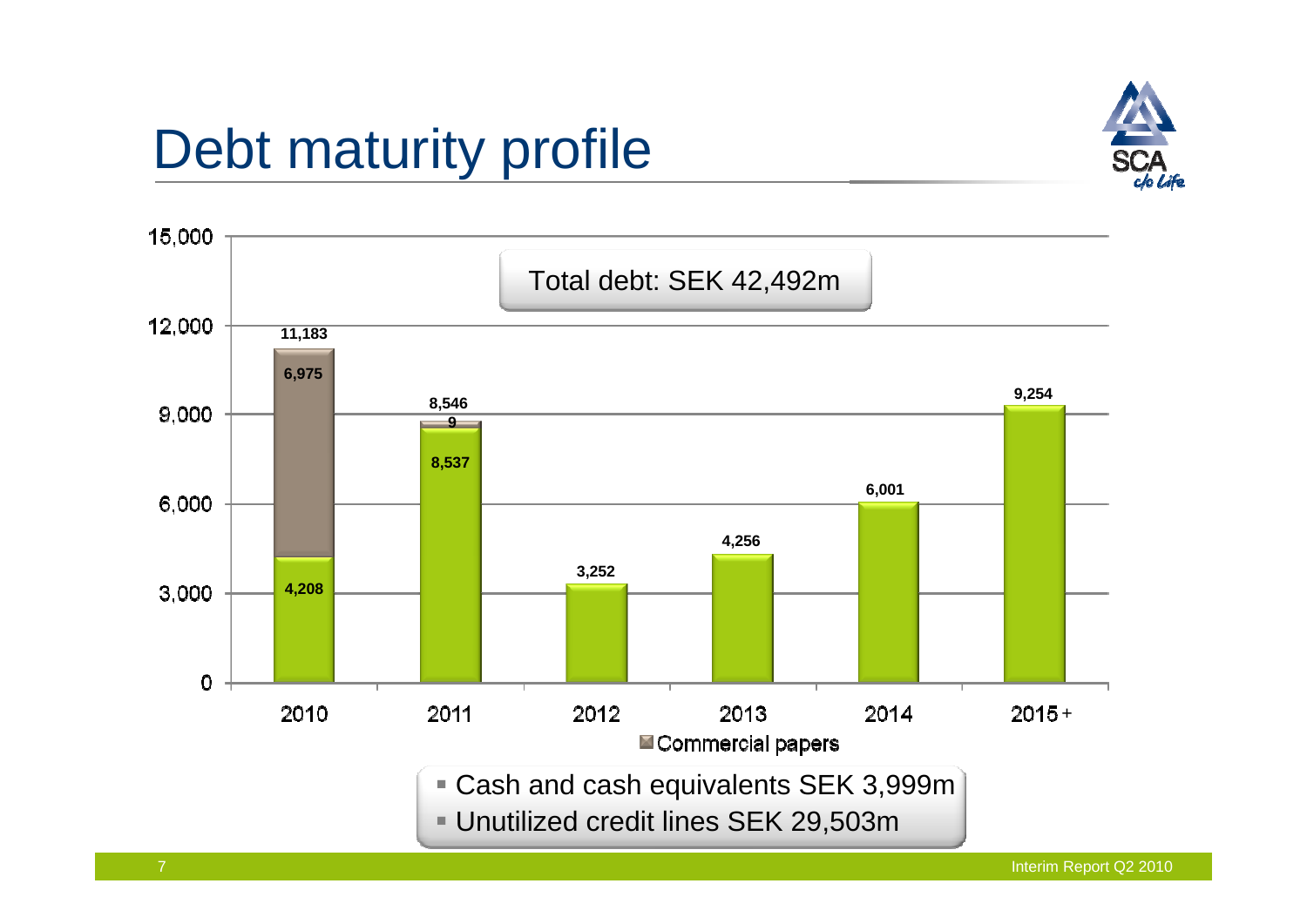# Debt maturity profile

Total debt: SEK 42,492m

| Year | Total | Commercial papers | Other debt |
|---|---|---|---|
| 2010 | 11,183 | 6,975 | 4,208 |
| 2011 | 8,546 | 9 | 8,537 |
| 2012 | 3,252 | | 3,252 |
| 2013 | 4,256 | | 4,256 |
| 2014 | 6,001 | | 6,001 |
| 2015+ | 9,254 | | 9,254 |

- Cash and cash equivalents SEK 3,999m
- Unutilized credit lines SEK 29,503m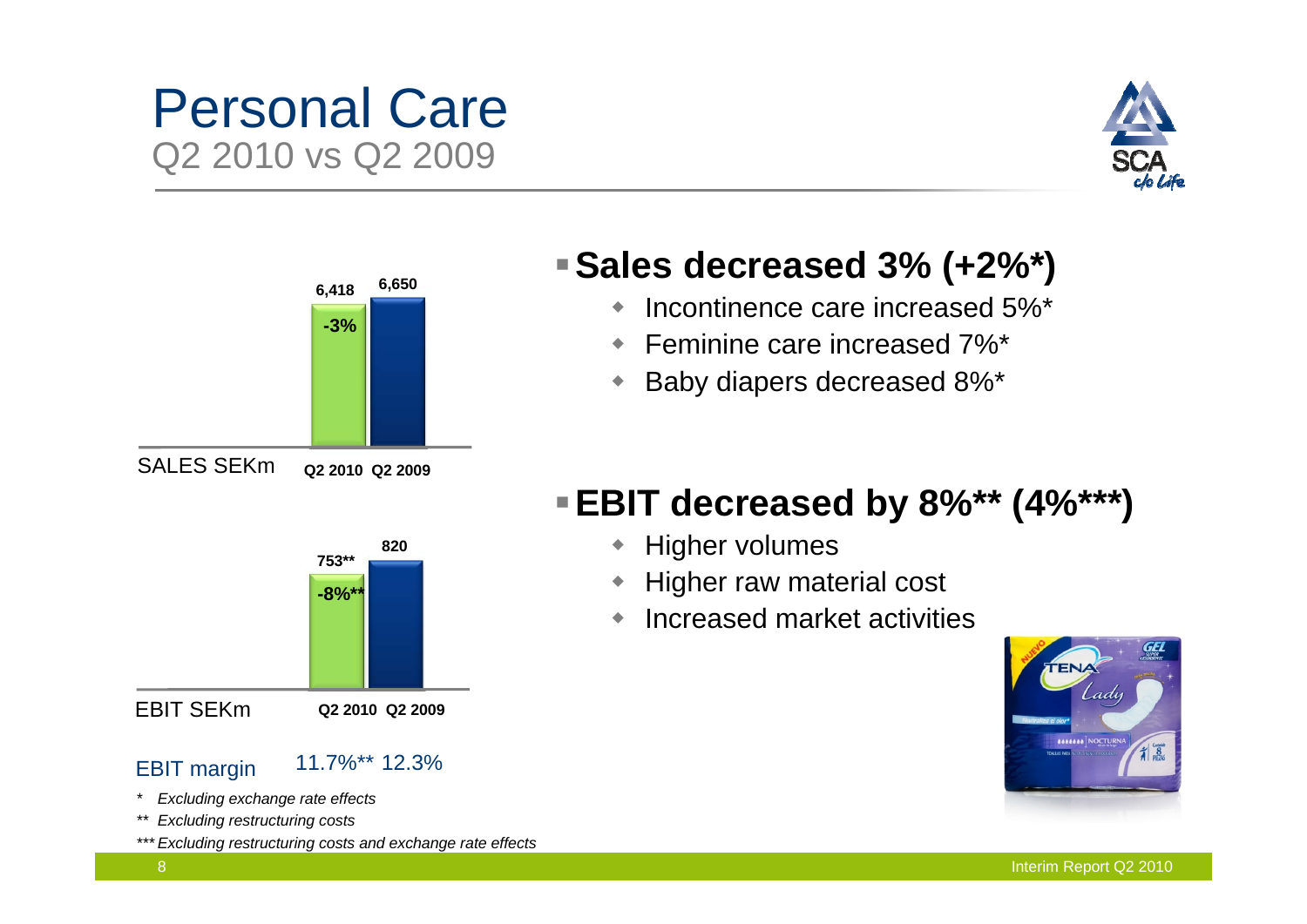# Personal Care

## Q2 2010 vs Q2 2009

| SALES SEKm | Q2 2010 | Q2 2009 |
|---|---|---|
| Sales | 6,418 | 6,650 |
| Change | -3% | |

| EBIT SEKm | Q2 2010 | Q2 2009 |
|---|---|---|
| EBIT | 753** | 820 |
| Change | -8%** | |
| EBIT margin | 11.7%** | 12.3% |

- **Sales decreased 3% (+2%*)**
  - Incontinence care increased 5%*
  - Feminine care increased 7%*
  - Baby diapers decreased 8%*

- **EBIT decreased by 8%** (4%***)**
  - Higher volumes
  - Higher raw material cost
  - Increased market activities

*\* Excluding exchange rate effects*

*\*\* Excluding restructuring costs*

*\*\*\* Excluding restructuring costs and exchange rate effects*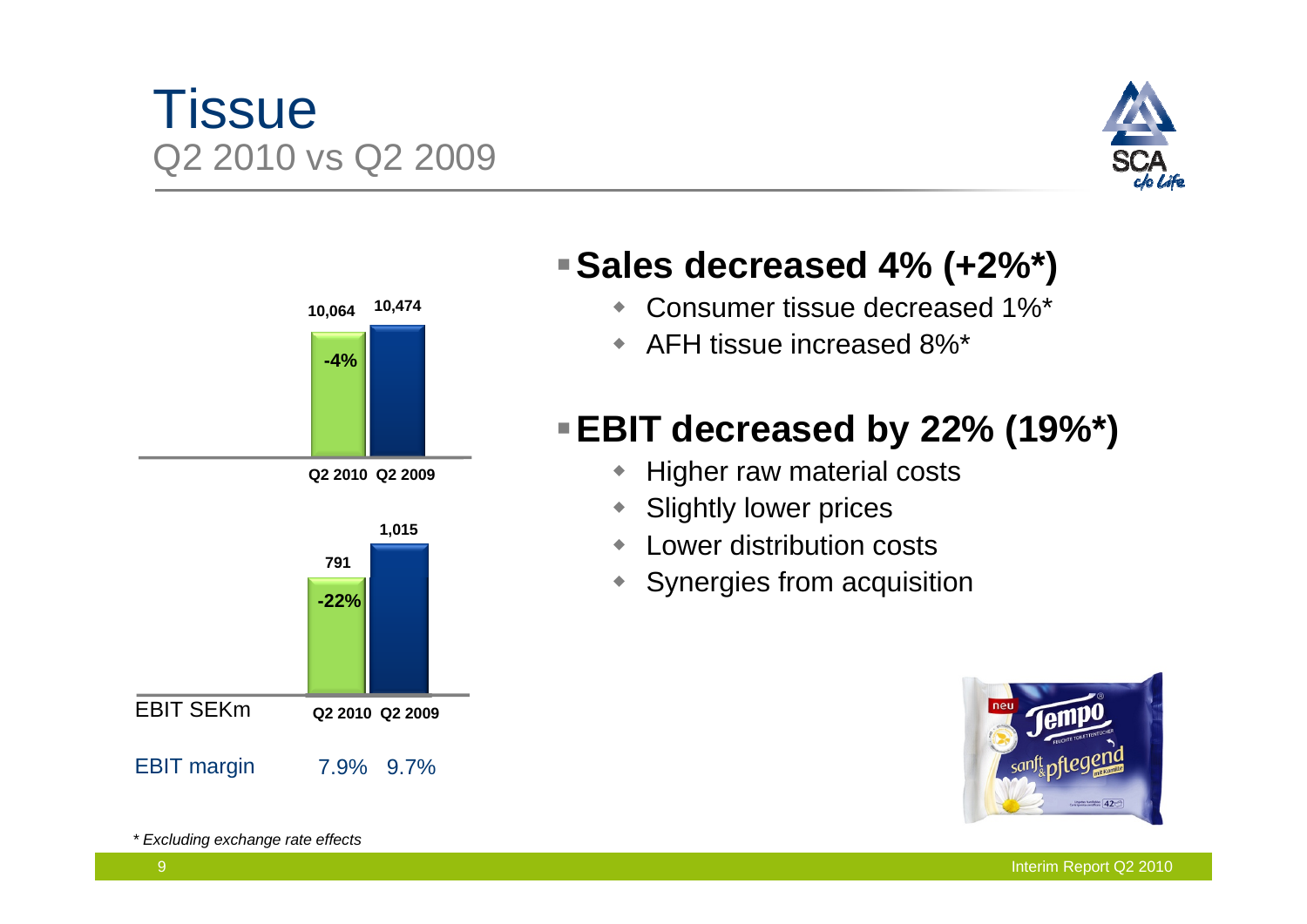# Tissue

## Q2 2010 vs Q2 2009

| | Q2 2010 | Q2 2009 |
|---|---|---|
| Sales SEKm | 10,064 | 10,474 |
| Change | -4% | |
| EBIT SEKm | 791 | 1,015 |
| Change | -22% | |
| EBIT margin | 7.9% | 9.7% |

- **Sales decreased 4% (+2%*)**
  - Consumer tissue decreased 1%*
  - AFH tissue increased 8%*
- **EBIT decreased by 22% (19%*)**
  - Higher raw material costs
  - Slightly lower prices
  - Lower distribution costs
  - Synergies from acquisition

*\* Excluding exchange rate effects*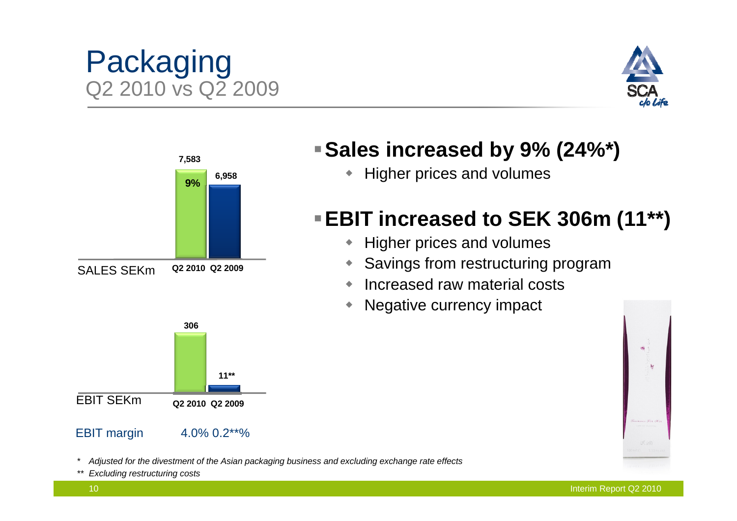# Packaging

## Q2 2010 vs Q2 2009

| SALES SEKm | Q2 2010 | Q2 2009 |
|---|---|---|
| Sales | 7,583 | 6,958 |
| Change | 9% | |

| EBIT SEKm | Q2 2010 | Q2 2009 |
|---|---|---|
| EBIT | 306 | 11** |
| EBIT margin | 4.0% | 0.2**% |

- **Sales increased by 9% (24%*)**
  - Higher prices and volumes
- **EBIT increased to SEK 306m (11**)**
  - Higher prices and volumes
  - Savings from restructuring program
  - Increased raw material costs
  - Negative currency impact

*\* Adjusted for the divestment of the Asian packaging business and excluding exchange rate effects*

*\*\* Excluding restructuring costs*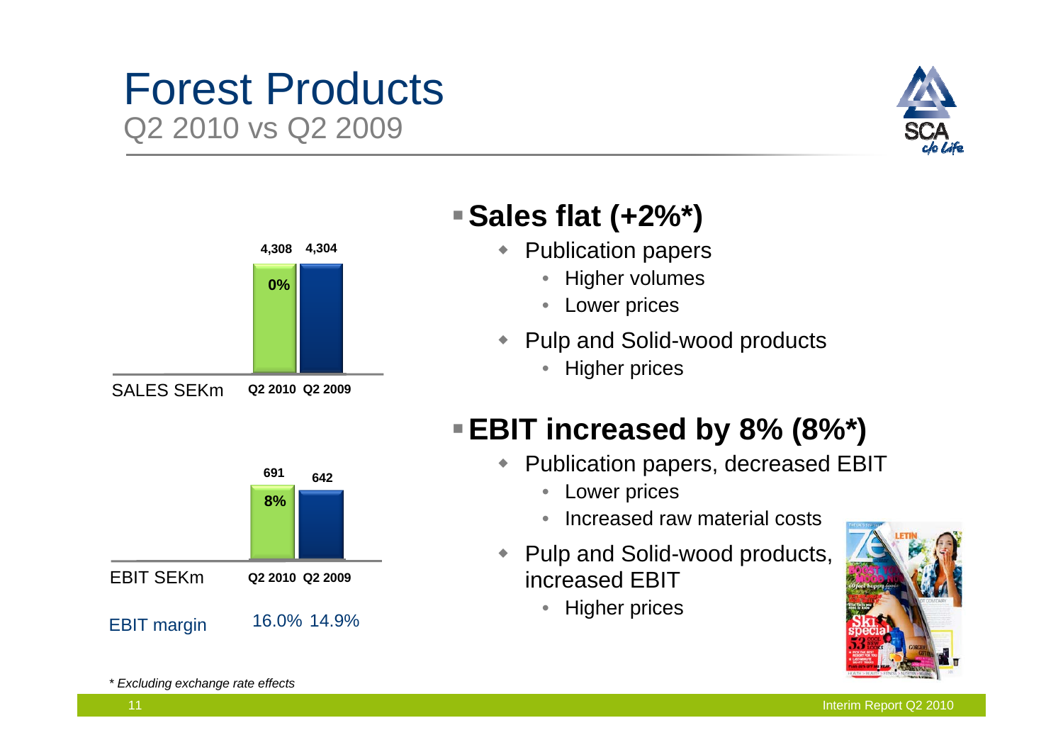# Forest Products

## Q2 2010 vs Q2 2009

| SALES SEKm | Q2 2010 | Q2 2009 |
|---|---|---|
| | 4,308 | 4,304 |
| Change | 0% | |

| EBIT SEKm | Q2 2010 | Q2 2009 |
|---|---|---|
| | 691 | 642 |
| Change | 8% | |
| EBIT margin | 16.0% | 14.9% |

- **Sales flat (+2%*)**
  - Publication papers
    - Higher volumes
    - Lower prices
  - Pulp and Solid-wood products
    - Higher prices
- **EBIT increased by 8% (8%*)**
  - Publication papers, decreased EBIT
    - Lower prices
    - Increased raw material costs
  - Pulp and Solid-wood products, increased EBIT
    - Higher prices

*\* Excluding exchange rate effects*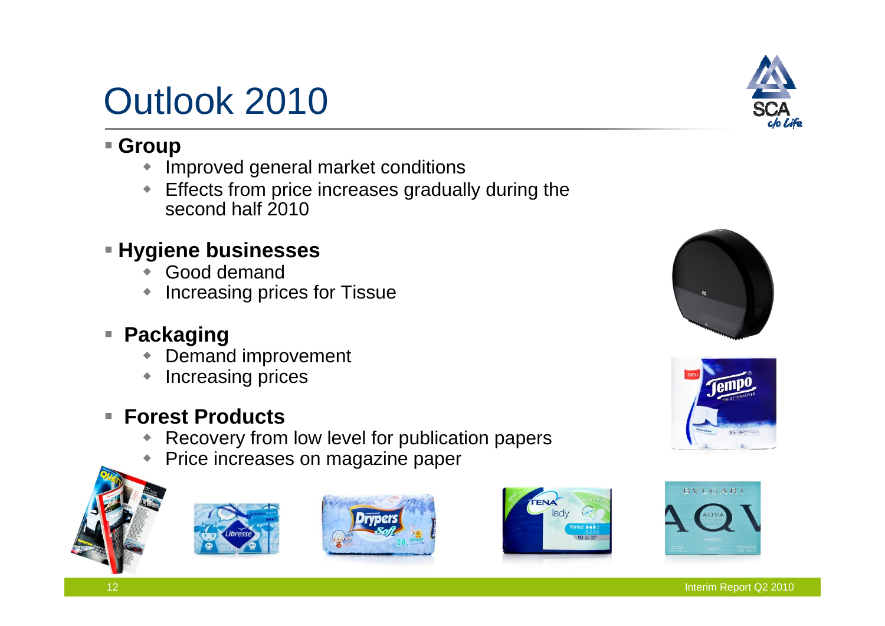# Outlook 2010

- **Group**
  - Improved general market conditions
  - Effects from price increases gradually during the second half 2010
- **Hygiene businesses**
  - Good demand
  - Increasing prices for Tissue
- **Packaging**
  - Demand improvement
  - Increasing prices
- **Forest Products**
  - Recovery from low level for publication papers
  - Price increases on magazine paper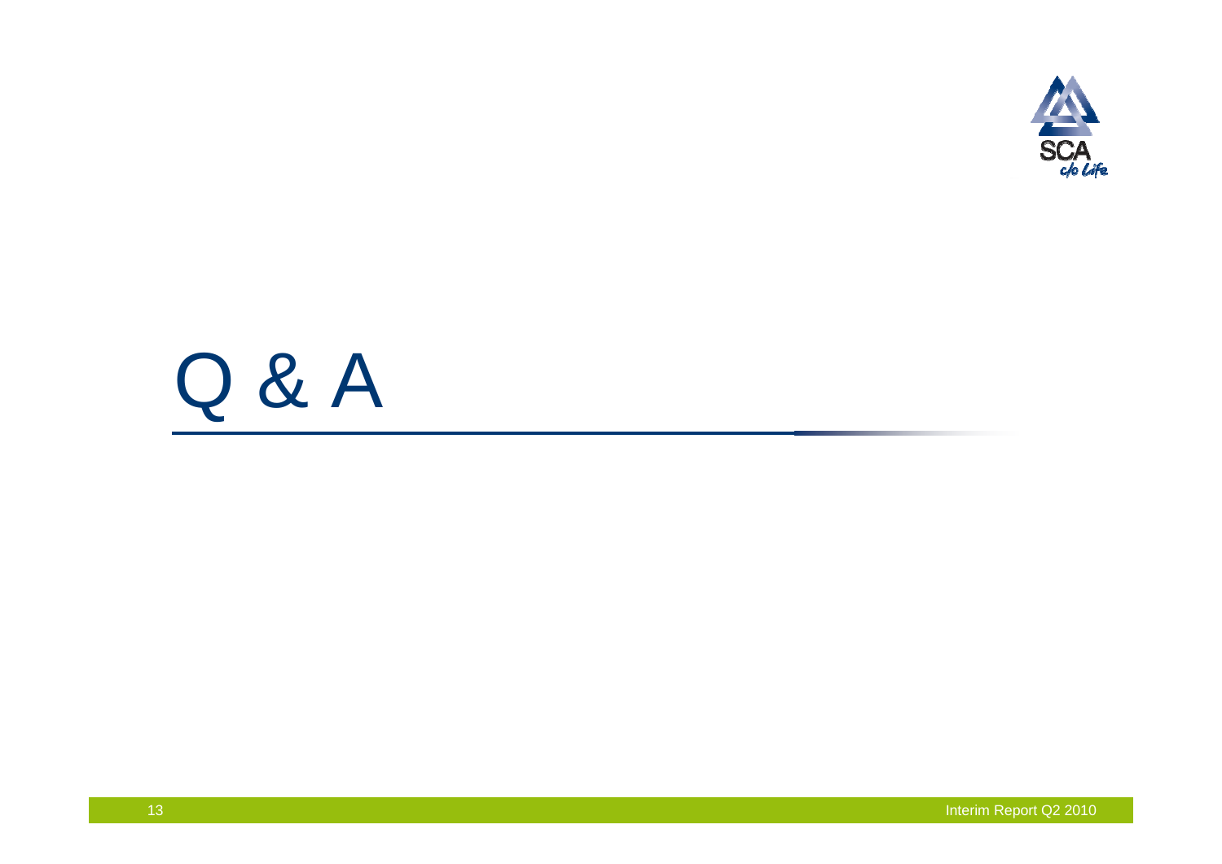# Q & A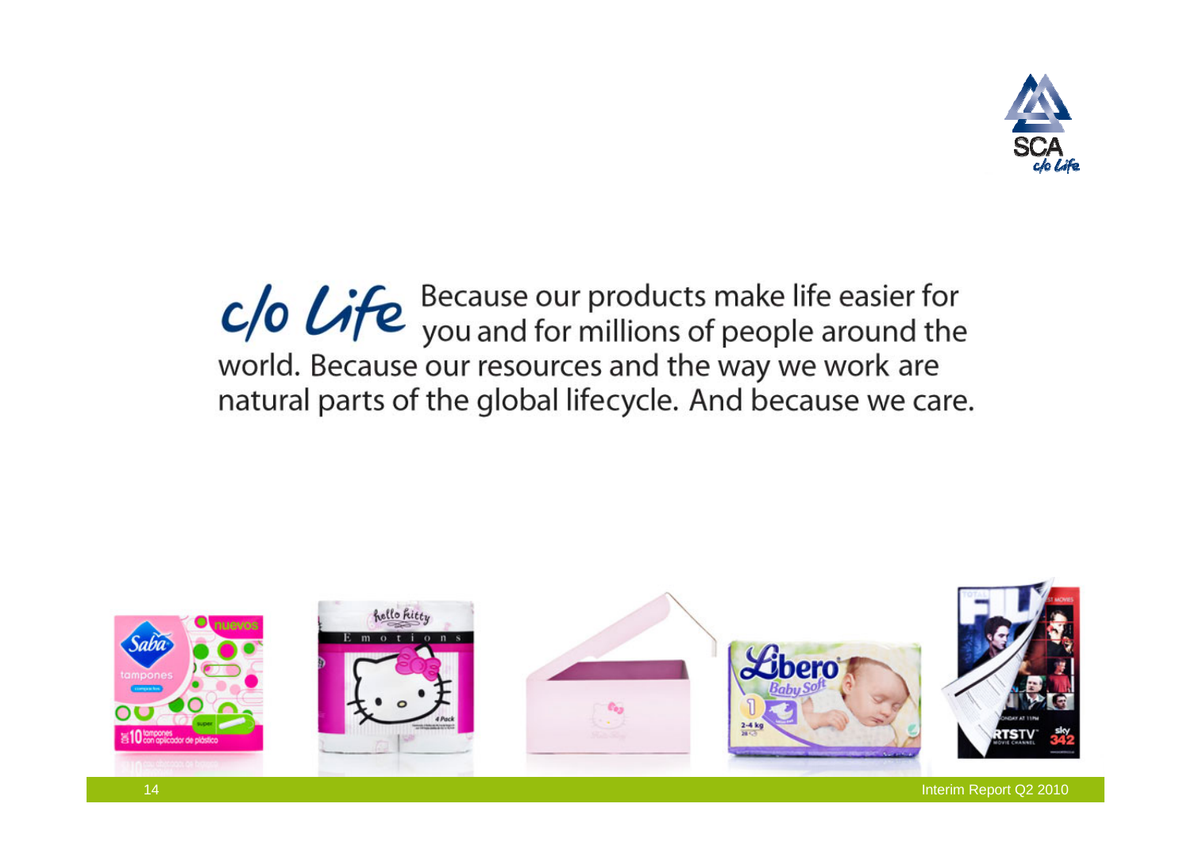c/o Life Because our products make life easier for you and for millions of people around the world. Because our resources and the way we work are natural parts of the global lifecycle. And because we care.